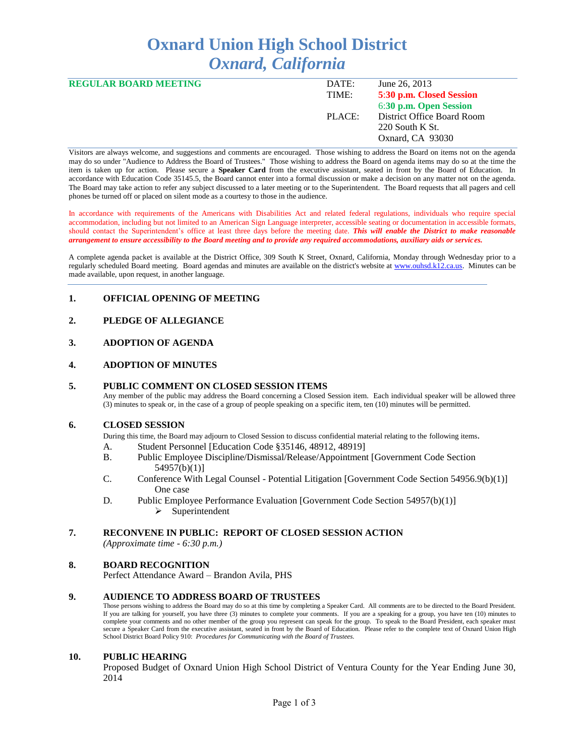# Oxnard Union High School District
## *Oxnard, California*

**REGULAR BOARD MEETING**

| | |
|---|---|
| DATE: | June 26, 2013 |
| TIME: | **5:30 p.m. Closed Session** |
| | **6:30 p.m. Open Session** |
| PLACE: | District Office Board Room |
| | 220 South K St. |
| | Oxnard, CA 93030 |

Visitors are always welcome, and suggestions and comments are encouraged. Those wishing to address the Board on items not on the agenda may do so under "Audience to Address the Board of Trustees." Those wishing to address the Board on agenda items may do so at the time the item is taken up for action. Please secure a **Speaker Card** from the executive assistant, seated in front by the Board of Education. In accordance with Education Code 35145.5, the Board cannot enter into a formal discussion or make a decision on any matter not on the agenda. The Board may take action to refer any subject discussed to a later meeting or to the Superintendent. The Board requests that all pagers and cell phones be turned off or placed on silent mode as a courtesy to those in the audience.

In accordance with requirements of the Americans with Disabilities Act and related federal regulations, individuals who require special accommodation, including but not limited to an American Sign Language interpreter, accessible seating or documentation in accessible formats, should contact the Superintendent's office at least three days before the meeting date. ***This will enable the District to make reasonable arrangement to ensure accessibility to the Board meeting and to provide any required accommodations, auxiliary aids or services.***

A complete agenda packet is available at the District Office, 309 South K Street, Oxnard, California, Monday through Wednesday prior to a regularly scheduled Board meeting. Board agendas and minutes are available on the district's website at www.ouhsd.k12.ca.us. Minutes can be made available, upon request, in another language.

---

### 1. OFFICIAL OPENING OF MEETING

### 2. PLEDGE OF ALLEGIANCE

### 3. ADOPTION OF AGENDA

### 4. ADOPTION OF MINUTES

### 5. PUBLIC COMMENT ON CLOSED SESSION ITEMS

Any member of the public may address the Board concerning a Closed Session item. Each individual speaker will be allowed three (3) minutes to speak or, in the case of a group of people speaking on a specific item, ten (10) minutes will be permitted.

### 6. CLOSED SESSION

During this time, the Board may adjourn to Closed Session to discuss confidential material relating to the following items.

A. Student Personnel [Education Code §35146, 48912, 48919]

B. Public Employee Discipline/Dismissal/Release/Appointment [Government Code Section 54957(b)(1)]

C. Conference With Legal Counsel - Potential Litigation [Government Code Section 54956.9(b)(1)] One case

D. Public Employee Performance Evaluation [Government Code Section 54957(b)(1)]
- Superintendent

### 7. RECONVENE IN PUBLIC: REPORT OF CLOSED SESSION ACTION

*(Approximate time - 6:30 p.m.)*

### 8. BOARD RECOGNITION

Perfect Attendance Award – Brandon Avila, PHS

### 9. AUDIENCE TO ADDRESS BOARD OF TRUSTEES

Those persons wishing to address the Board may do so at this time by completing a Speaker Card. All comments are to be directed to the Board President. If you are talking for yourself, you have three (3) minutes to complete your comments. If you are a speaking for a group, you have ten (10) minutes to complete your comments and no other member of the group you represent can speak for the group. To speak to the Board President, each speaker must secure a Speaker Card from the executive assistant, seated in front by the Board of Education. Please refer to the complete text of Oxnard Union High School District Board Policy 910: *Procedures for Communicating with the Board of Trustees.*

### 10. PUBLIC HEARING

Proposed Budget of Oxnard Union High School District of Ventura County for the Year Ending June 30, 2014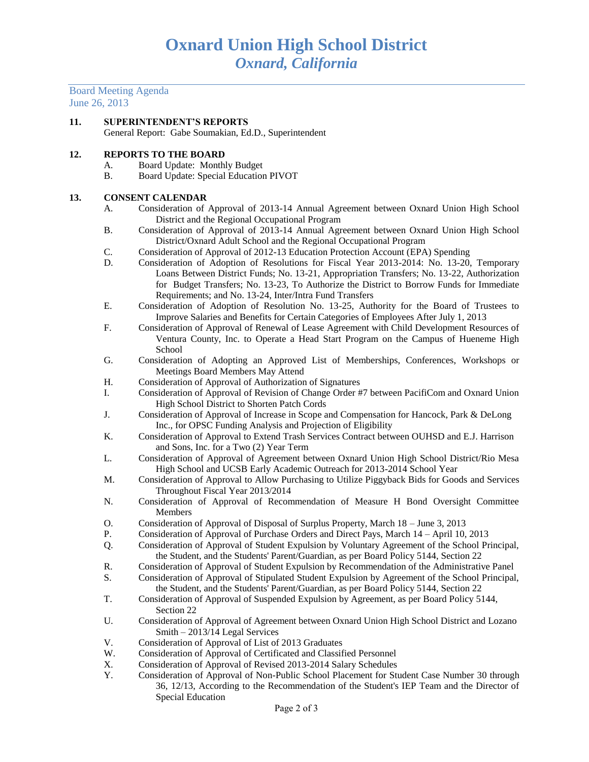# Oxnard Union High School District
## *Oxnard, California*

Board Meeting Agenda
June 26, 2013

**11. SUPERINTENDENT'S REPORTS**

General Report: Gabe Soumakian, Ed.D., Superintendent

**12. REPORTS TO THE BOARD**

- A. Board Update: Monthly Budget
- B. Board Update: Special Education PIVOT

**13. CONSENT CALENDAR**

- A. Consideration of Approval of 2013-14 Annual Agreement between Oxnard Union High School District and the Regional Occupational Program
- B. Consideration of Approval of 2013-14 Annual Agreement between Oxnard Union High School District/Oxnard Adult School and the Regional Occupational Program
- C. Consideration of Approval of 2012-13 Education Protection Account (EPA) Spending
- D. Consideration of Adoption of Resolutions for Fiscal Year 2013-2014: No. 13-20, Temporary Loans Between District Funds; No. 13-21, Appropriation Transfers; No. 13-22, Authorization for Budget Transfers; No. 13-23, To Authorize the District to Borrow Funds for Immediate Requirements; and No. 13-24, Inter/Intra Fund Transfers
- E. Consideration of Adoption of Resolution No. 13-25, Authority for the Board of Trustees to Improve Salaries and Benefits for Certain Categories of Employees After July 1, 2013
- F. Consideration of Approval of Renewal of Lease Agreement with Child Development Resources of Ventura County, Inc. to Operate a Head Start Program on the Campus of Hueneme High School
- G. Consideration of Adopting an Approved List of Memberships, Conferences, Workshops or Meetings Board Members May Attend
- H. Consideration of Approval of Authorization of Signatures
- I. Consideration of Approval of Revision of Change Order #7 between PacifiCom and Oxnard Union High School District to Shorten Patch Cords
- J. Consideration of Approval of Increase in Scope and Compensation for Hancock, Park & DeLong Inc., for OPSC Funding Analysis and Projection of Eligibility
- K. Consideration of Approval to Extend Trash Services Contract between OUHSD and E.J. Harrison and Sons, Inc. for a Two (2) Year Term
- L. Consideration of Approval of Agreement between Oxnard Union High School District/Rio Mesa High School and UCSB Early Academic Outreach for 2013-2014 School Year
- M. Consideration of Approval to Allow Purchasing to Utilize Piggyback Bids for Goods and Services Throughout Fiscal Year 2013/2014
- N. Consideration of Approval of Recommendation of Measure H Bond Oversight Committee Members
- O. Consideration of Approval of Disposal of Surplus Property, March 18 – June 3, 2013
- P. Consideration of Approval of Purchase Orders and Direct Pays, March 14 – April 10, 2013
- Q. Consideration of Approval of Student Expulsion by Voluntary Agreement of the School Principal, the Student, and the Students' Parent/Guardian, as per Board Policy 5144, Section 22
- R. Consideration of Approval of Student Expulsion by Recommendation of the Administrative Panel
- S. Consideration of Approval of Stipulated Student Expulsion by Agreement of the School Principal, the Student, and the Students' Parent/Guardian, as per Board Policy 5144, Section 22
- T. Consideration of Approval of Suspended Expulsion by Agreement, as per Board Policy 5144, Section 22
- U. Consideration of Approval of Agreement between Oxnard Union High School District and Lozano Smith – 2013/14 Legal Services
- V. Consideration of Approval of List of 2013 Graduates
- W. Consideration of Approval of Certificated and Classified Personnel
- X. Consideration of Approval of Revised 2013-2014 Salary Schedules
- Y. Consideration of Approval of Non-Public School Placement for Student Case Number 30 through 36, 12/13, According to the Recommendation of the Student's IEP Team and the Director of Special Education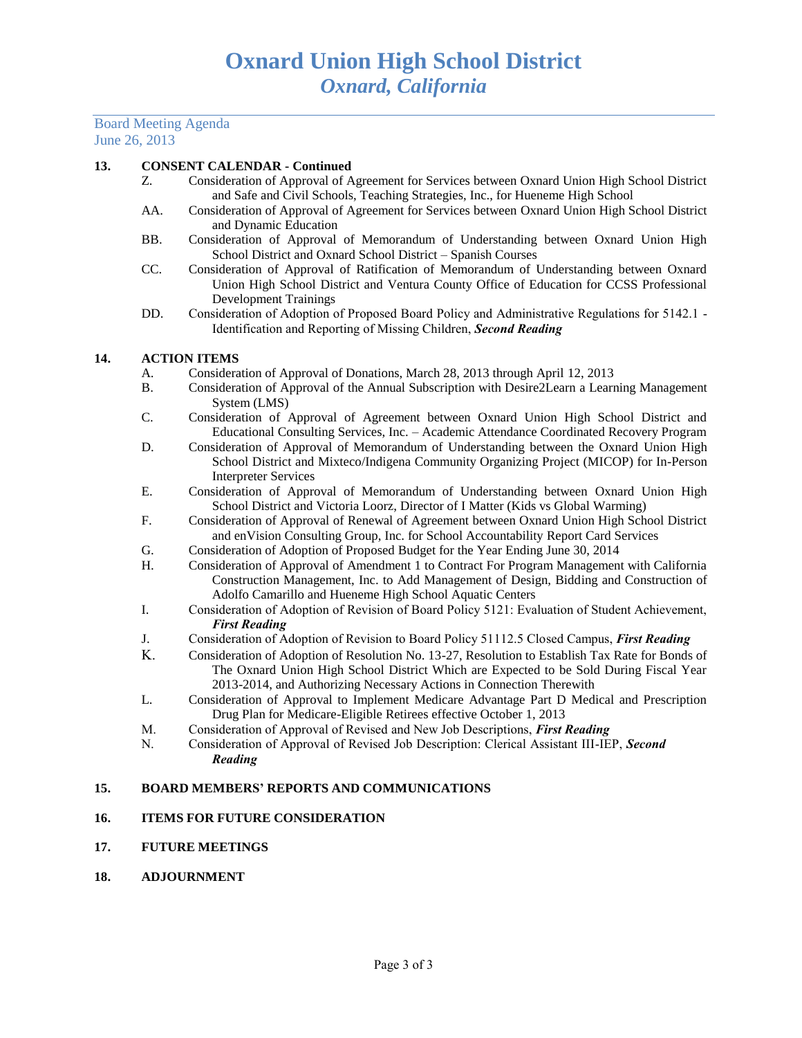# Oxnard Union High School District
## *Oxnard, California*

Board Meeting Agenda
June 26, 2013

**13. CONSENT CALENDAR - Continued**

- Z. Consideration of Approval of Agreement for Services between Oxnard Union High School District and Safe and Civil Schools, Teaching Strategies, Inc., for Hueneme High School
- AA. Consideration of Approval of Agreement for Services between Oxnard Union High School District and Dynamic Education
- BB. Consideration of Approval of Memorandum of Understanding between Oxnard Union High School District and Oxnard School District – Spanish Courses
- CC. Consideration of Approval of Ratification of Memorandum of Understanding between Oxnard Union High School District and Ventura County Office of Education for CCSS Professional Development Trainings
- DD. Consideration of Adoption of Proposed Board Policy and Administrative Regulations for 5142.1 - Identification and Reporting of Missing Children, ***Second Reading***

**14. ACTION ITEMS**

- A. Consideration of Approval of Donations, March 28, 2013 through April 12, 2013
- B. Consideration of Approval of the Annual Subscription with Desire2Learn a Learning Management System (LMS)
- C. Consideration of Approval of Agreement between Oxnard Union High School District and Educational Consulting Services, Inc. – Academic Attendance Coordinated Recovery Program
- D. Consideration of Approval of Memorandum of Understanding between the Oxnard Union High School District and Mixteco/Indigena Community Organizing Project (MICOP) for In-Person Interpreter Services
- E. Consideration of Approval of Memorandum of Understanding between Oxnard Union High School District and Victoria Loorz, Director of I Matter (Kids vs Global Warming)
- F. Consideration of Approval of Renewal of Agreement between Oxnard Union High School District and enVision Consulting Group, Inc. for School Accountability Report Card Services
- G. Consideration of Adoption of Proposed Budget for the Year Ending June 30, 2014
- H. Consideration of Approval of Amendment 1 to Contract For Program Management with California Construction Management, Inc. to Add Management of Design, Bidding and Construction of Adolfo Camarillo and Hueneme High School Aquatic Centers
- I. Consideration of Adoption of Revision of Board Policy 5121: Evaluation of Student Achievement, ***First Reading***
- J. Consideration of Adoption of Revision to Board Policy 51112.5 Closed Campus, ***First Reading***
- K. Consideration of Adoption of Resolution No. 13-27, Resolution to Establish Tax Rate for Bonds of The Oxnard Union High School District Which are Expected to be Sold During Fiscal Year 2013-2014, and Authorizing Necessary Actions in Connection Therewith
- L. Consideration of Approval to Implement Medicare Advantage Part D Medical and Prescription Drug Plan for Medicare-Eligible Retirees effective October 1, 2013
- M. Consideration of Approval of Revised and New Job Descriptions, ***First Reading***
- N. Consideration of Approval of Revised Job Description: Clerical Assistant III-IEP, ***Second Reading***

**15. BOARD MEMBERS' REPORTS AND COMMUNICATIONS**

**16. ITEMS FOR FUTURE CONSIDERATION**

**17. FUTURE MEETINGS**

**18. ADJOURNMENT**